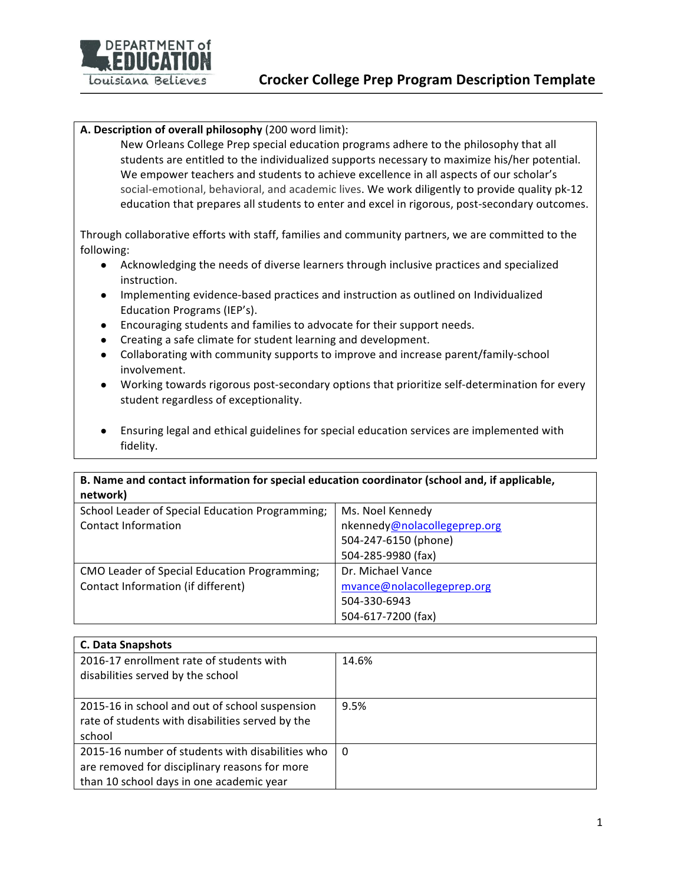# Crocker College Prep Program Description Template

**A. Description of overall philosophy** (200 word limit):

New Orleans College Prep special education programs adhere to the philosophy that all students are entitled to the individualized supports necessary to maximize his/her potential. We empower teachers and students to achieve excellence in all aspects of our scholar's social-emotional, behavioral, and academic lives. We work diligently to provide quality pk-12 education that prepares all students to enter and excel in rigorous, post-secondary outcomes.

Through collaborative efforts with staff, families and community partners, we are committed to the following:

- Acknowledging the needs of diverse learners through inclusive practices and specialized instruction.
- Implementing evidence-based practices and instruction as outlined on Individualized Education Programs (IEP's).
- Encouraging students and families to advocate for their support needs.
- Creating a safe climate for student learning and development.
- Collaborating with community supports to improve and increase parent/family-school involvement.
- Working towards rigorous post-secondary options that prioritize self-determination for every student regardless of exceptionality.
- Ensuring legal and ethical guidelines for special education services are implemented with fidelity.

| **B. Name and contact information for special education coordinator (school and, if applicable, network)** | |
|---|---|
| School Leader of Special Education Programming; Contact Information | Ms. Noel Kennedy<br>nkennedy@nolacollegeprep.org<br>504-247-6150 (phone)<br>504-285-9980 (fax) |
| CMO Leader of Special Education Programming; Contact Information (if different) | Dr. Michael Vance<br>mvance@nolacollegeprep.org<br>504-330-6943<br>504-617-7200 (fax) |

| **C. Data Snapshots** | |
|---|---|
| 2016-17 enrollment rate of students with disabilities served by the school | 14.6% |
| 2015-16 in school and out of school suspension rate of students with disabilities served by the school | 9.5% |
| 2015-16 number of students with disabilities who are removed for disciplinary reasons for more than 10 school days in one academic year | 0 |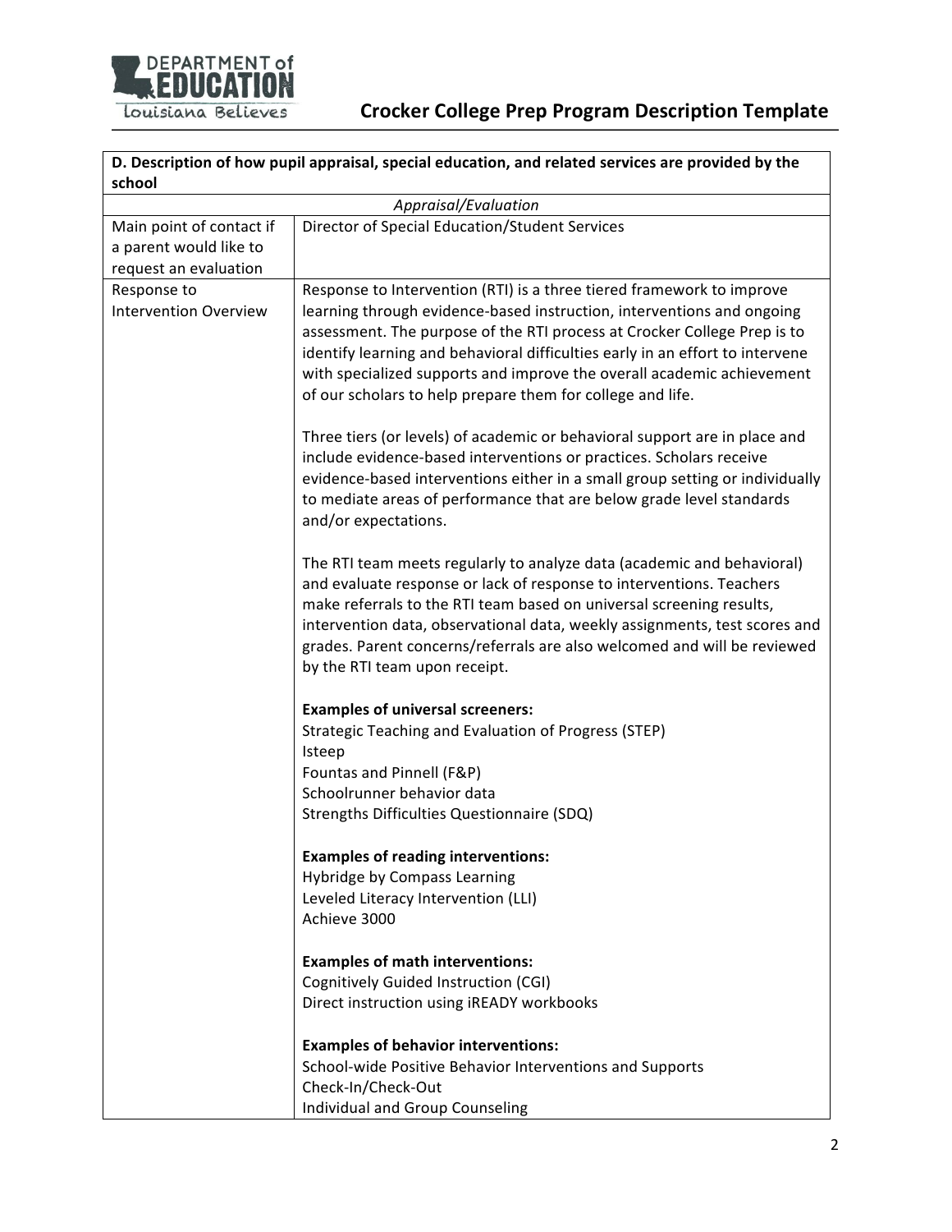| D. Description of how pupil appraisal, special education, and related services are provided by the school | |
|---|---|
| *Appraisal/Evaluation* | |
| Main point of contact if a parent would like to request an evaluation | Director of Special Education/Student Services |
| Response to Intervention Overview | Response to Intervention (RTI) is a three tiered framework to improve learning through evidence-based instruction, interventions and ongoing assessment. The purpose of the RTI process at Crocker College Prep is to identify learning and behavioral difficulties early in an effort to intervene with specialized supports and improve the overall academic achievement of our scholars to help prepare them for college and life.<br><br>Three tiers (or levels) of academic or behavioral support are in place and include evidence-based interventions or practices. Scholars receive evidence-based interventions either in a small group setting or individually to mediate areas of performance that are below grade level standards and/or expectations.<br><br>The RTI team meets regularly to analyze data (academic and behavioral) and evaluate response or lack of response to interventions. Teachers make referrals to the RTI team based on universal screening results, intervention data, observational data, weekly assignments, test scores and grades. Parent concerns/referrals are also welcomed and will be reviewed by the RTI team upon receipt.<br><br>**Examples of universal screeners:**<br>Strategic Teaching and Evaluation of Progress (STEP)<br>Isteep<br>Fountas and Pinnell (F&P)<br>Schoolrunner behavior data<br>Strengths Difficulties Questionnaire (SDQ)<br><br>**Examples of reading interventions:**<br>Hybridge by Compass Learning<br>Leveled Literacy Intervention (LLI)<br>Achieve 3000<br><br>**Examples of math interventions:**<br>Cognitively Guided Instruction (CGI)<br>Direct instruction using iREADY workbooks<br><br>**Examples of behavior interventions:**<br>School-wide Positive Behavior Interventions and Supports<br>Check-In/Check-Out<br>Individual and Group Counseling |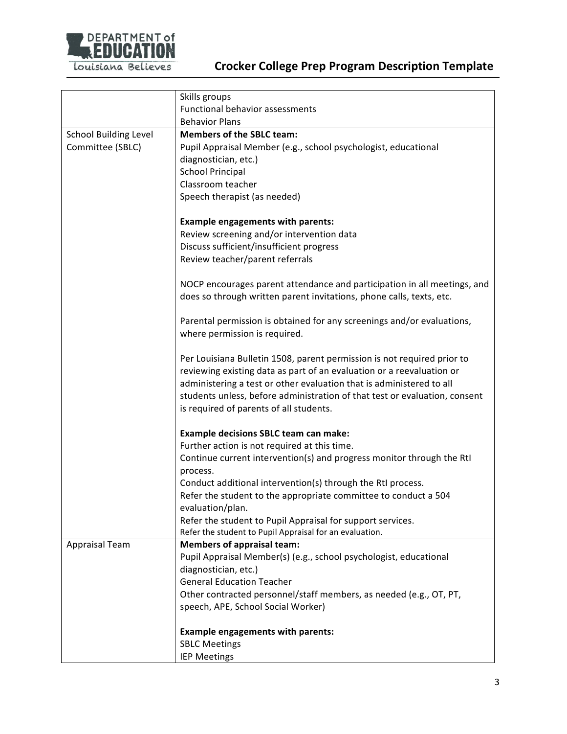| | |
|---|---|
| | Skills groups<br>Functional behavior assessments<br>Behavior Plans |
| School Building Level Committee (SBLC) | **Members of the SBLC team:**<br>Pupil Appraisal Member (e.g., school psychologist, educational diagnostician, etc.)<br>School Principal<br>Classroom teacher<br>Speech therapist (as needed)<br><br>**Example engagements with parents:**<br>Review screening and/or intervention data<br>Discuss sufficient/insufficient progress<br>Review teacher/parent referrals<br><br>NOCP encourages parent attendance and participation in all meetings, and does so through written parent invitations, phone calls, texts, etc.<br><br>Parental permission is obtained for any screenings and/or evaluations, where permission is required.<br><br>Per Louisiana Bulletin 1508, parent permission is not required prior to reviewing existing data as part of an evaluation or a reevaluation or administering a test or other evaluation that is administered to all students unless, before administration of that test or evaluation, consent is required of parents of all students.<br><br>**Example decisions SBLC team can make:**<br>Further action is not required at this time.<br>Continue current intervention(s) and progress monitor through the RtI process.<br>Conduct additional intervention(s) through the RtI process.<br>Refer the student to the appropriate committee to conduct a 504 evaluation/plan.<br>Refer the student to Pupil Appraisal for support services.<br>Refer the student to Pupil Appraisal for an evaluation. |
| Appraisal Team | **Members of appraisal team:**<br>Pupil Appraisal Member(s) (e.g., school psychologist, educational diagnostician, etc.)<br>General Education Teacher<br>Other contracted personnel/staff members, as needed (e.g., OT, PT, speech, APE, School Social Worker)<br><br>**Example engagements with parents:**<br>SBLC Meetings<br>IEP Meetings |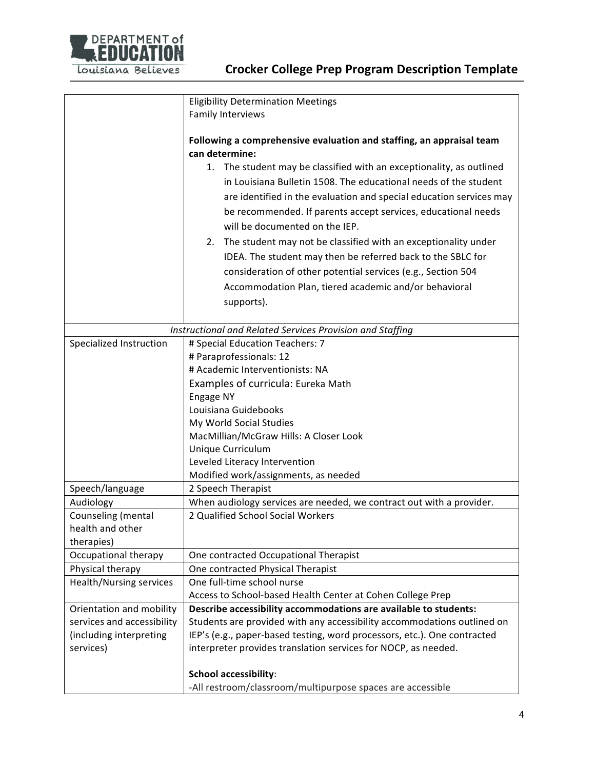| | |
|---|---|
| | Eligibility Determination Meetings<br>Family Interviews<br><br>**Following a comprehensive evaluation and staffing, an appraisal team can determine:**<br>1. The student may be classified with an exceptionality, as outlined in Louisiana Bulletin 1508. The educational needs of the student are identified in the evaluation and special education services may be recommended. If parents accept services, educational needs will be documented on the IEP.<br>2. The student may not be classified with an exceptionality under IDEA. The student may then be referred back to the SBLC for consideration of other potential services (e.g., Section 504 Accommodation Plan, tiered academic and/or behavioral supports). |
| *Instructional and Related Services Provision and Staffing* | |
| Specialized Instruction | # Special Education Teachers: 7<br># Paraprofessionals: 12<br># Academic Interventionists: NA<br>Examples of curricula: Eureka Math<br>Engage NY<br>Louisiana Guidebooks<br>My World Social Studies<br>MacMillian/McGraw Hills: A Closer Look<br>Unique Curriculum<br>Leveled Literacy Intervention<br>Modified work/assignments, as needed |
| Speech/language | 2 Speech Therapist |
| Audiology | When audiology services are needed, we contract out with a provider. |
| Counseling (mental health and other therapies) | 2 Qualified School Social Workers |
| Occupational therapy | One contracted Occupational Therapist |
| Physical therapy | One contracted Physical Therapist |
| Health/Nursing services | One full-time school nurse<br>Access to School-based Health Center at Cohen College Prep |
| Orientation and mobility services and accessibility (including interpreting services) | **Describe accessibility accommodations are available to students:**<br>Students are provided with any accessibility accommodations outlined on IEP's (e.g., paper-based testing, word processors, etc.). One contracted interpreter provides translation services for NOCP, as needed.<br><br>**School accessibility**:<br>-All restroom/classroom/multipurpose spaces are accessible |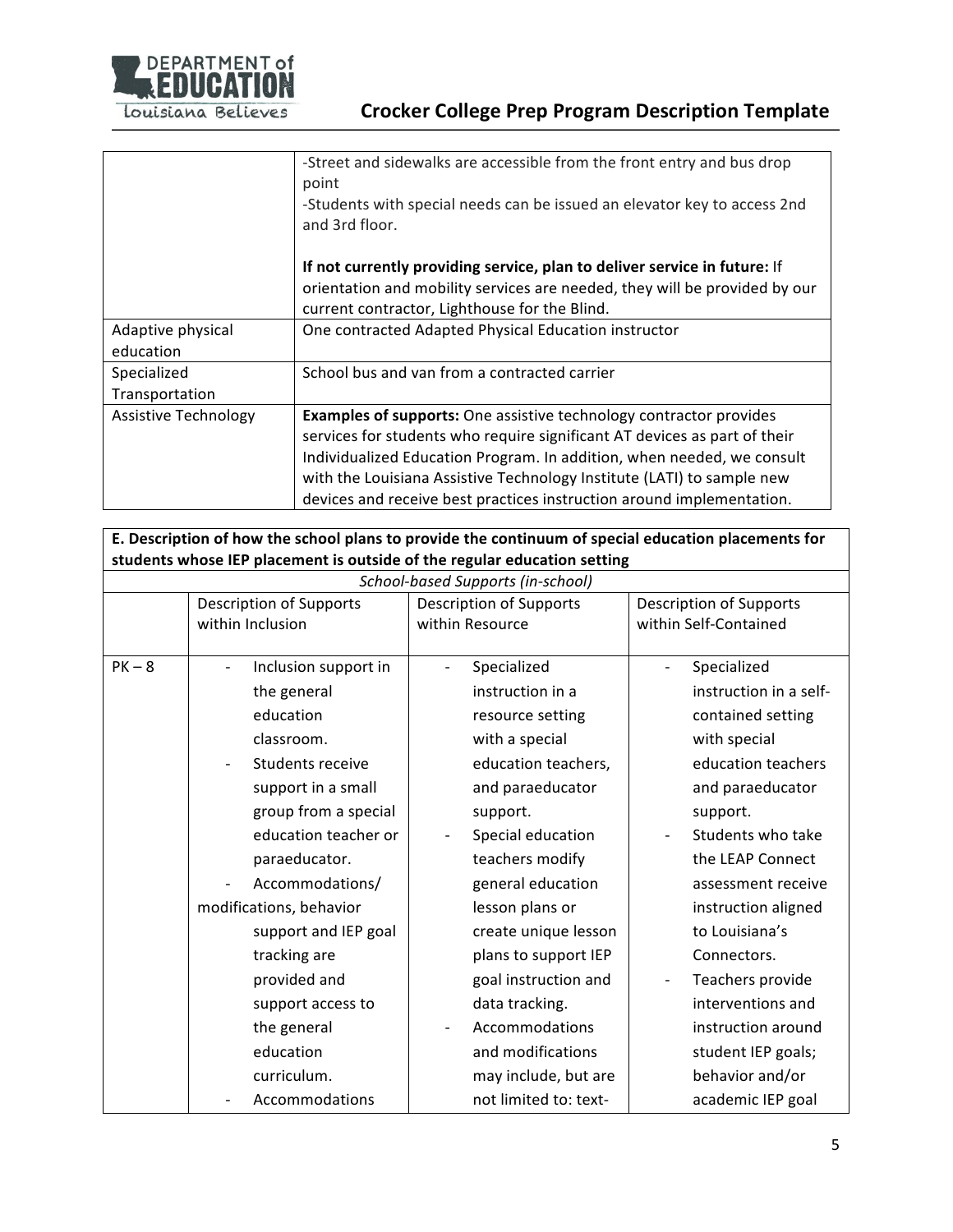| | |
|---|---|
| | -Street and sidewalks are accessible from the front entry and bus drop point<br>-Students with special needs can be issued an elevator key to access 2nd and 3rd floor.<br><br>**If not currently providing service, plan to deliver service in future:** If orientation and mobility services are needed, they will be provided by our current contractor, Lighthouse for the Blind. |
| Adaptive physical education | One contracted Adapted Physical Education instructor |
| Specialized Transportation | School bus and van from a contracted carrier |
| Assistive Technology | **Examples of supports:** One assistive technology contractor provides services for students who require significant AT devices as part of their Individualized Education Program. In addition, when needed, we consult with the Louisiana Assistive Technology Institute (LATI) to sample new devices and receive best practices instruction around implementation. |

**E. Description of how the school plans to provide the continuum of special education placements for students whose IEP placement is outside of the regular education setting**

| *School-based Supports (in-school)* | | | |
|---|---|---|---|
| | Description of Supports within Inclusion | Description of Supports within Resource | Description of Supports within Self-Contained |
| PK – 8 | - Inclusion support in the general education classroom.<br>- Students receive support in a small group from a special education teacher or paraeducator.<br>- Accommodations/ modifications, behavior support and IEP goal tracking are provided and support access to the general education curriculum.<br>- Accommodations | - Specialized instruction in a resource setting with a special education teachers, and paraeducator support.<br>- Special education teachers modify general education lesson plans or create unique lesson plans to support IEP goal instruction and data tracking.<br>- Accommodations and modifications may include, but are not limited to: text- | - Specialized instruction in a self-contained setting with special education teachers and paraeducator support.<br>- Students who take the LEAP Connect assessment receive instruction aligned to Louisiana's Connectors.<br>- Teachers provide interventions and instruction around student IEP goals; behavior and/or academic IEP goal |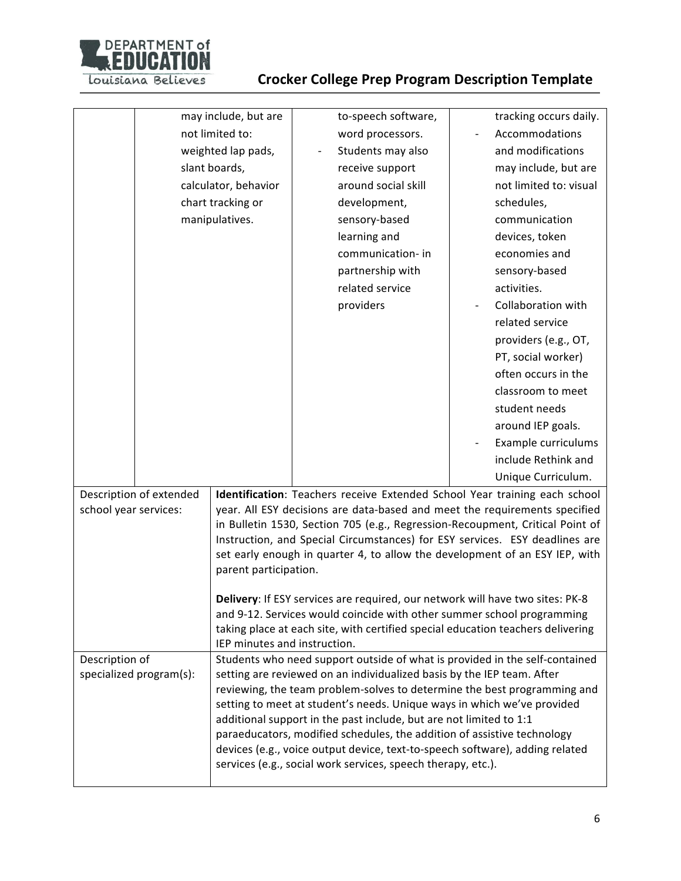| | | | | |
|---|---|---|---|---|
| | | may include, but are not limited to: weighted lap pads, slant boards, calculator, behavior chart tracking or manipulatives. | to-speech software, word processors.<br>- Students may also receive support around social skill development, sensory-based learning and communication- in partnership with related service providers | tracking occurs daily.<br>- Accommodations and modifications may include, but are not limited to: visual schedules, communication devices, token economies and sensory-based activities.<br>- Collaboration with related service providers (e.g., OT, PT, social worker) often occurs in the classroom to meet student needs around IEP goals.<br>- Example curriculums include Rethink and Unique Curriculum. |
| Description of extended school year services: | **Identification**: Teachers receive Extended School Year training each school year. All ESY decisions are data-based and meet the requirements specified in Bulletin 1530, Section 705 (e.g., Regression-Recoupment, Critical Point of Instruction, and Special Circumstances) for ESY services. ESY deadlines are set early enough in quarter 4, to allow the development of an ESY IEP, with parent participation.<br><br>**Delivery**: If ESY services are required, our network will have two sites: PK-8 and 9-12. Services would coincide with other summer school programming taking place at each site, with certified special education teachers delivering IEP minutes and instruction. | | | |
| Description of specialized program(s): | Students who need support outside of what is provided in the self-contained setting are reviewed on an individualized basis by the IEP team. After reviewing, the team problem-solves to determine the best programming and setting to meet at student's needs. Unique ways in which we've provided additional support in the past include, but are not limited to 1:1 paraeducators, modified schedules, the addition of assistive technology devices (e.g., voice output device, text-to-speech software), adding related services (e.g., social work services, speech therapy, etc.). | | | |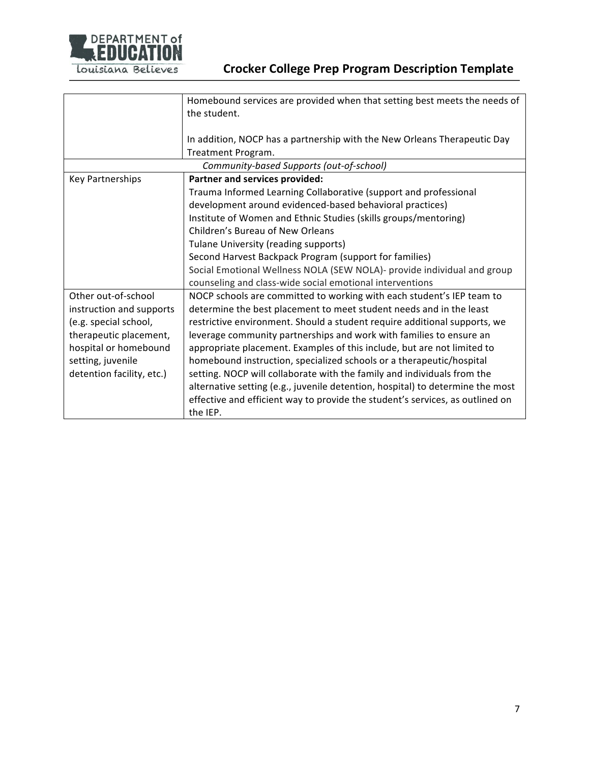| | |
|---|---|
| | Homebound services are provided when that setting best meets the needs of the student.<br><br>In addition, NOCP has a partnership with the New Orleans Therapeutic Day Treatment Program. |
| *Community-based Supports (out-of-school)* | |
| Key Partnerships | **Partner and services provided:**<br>Trauma Informed Learning Collaborative (support and professional development around evidenced-based behavioral practices)<br>Institute of Women and Ethnic Studies (skills groups/mentoring)<br>Children's Bureau of New Orleans<br>Tulane University (reading supports)<br>Second Harvest Backpack Program (support for families)<br>Social Emotional Wellness NOLA (SEW NOLA)- provide individual and group counseling and class-wide social emotional interventions |
| Other out-of-school instruction and supports (e.g. special school, therapeutic placement, hospital or homebound setting, juvenile detention facility, etc.) | NOCP schools are committed to working with each student's IEP team to determine the best placement to meet student needs and in the least restrictive environment. Should a student require additional supports, we leverage community partnerships and work with families to ensure an appropriate placement. Examples of this include, but are not limited to homebound instruction, specialized schools or a therapeutic/hospital setting. NOCP will collaborate with the family and individuals from the alternative setting (e.g., juvenile detention, hospital) to determine the most effective and efficient way to provide the student's services, as outlined on the IEP. |